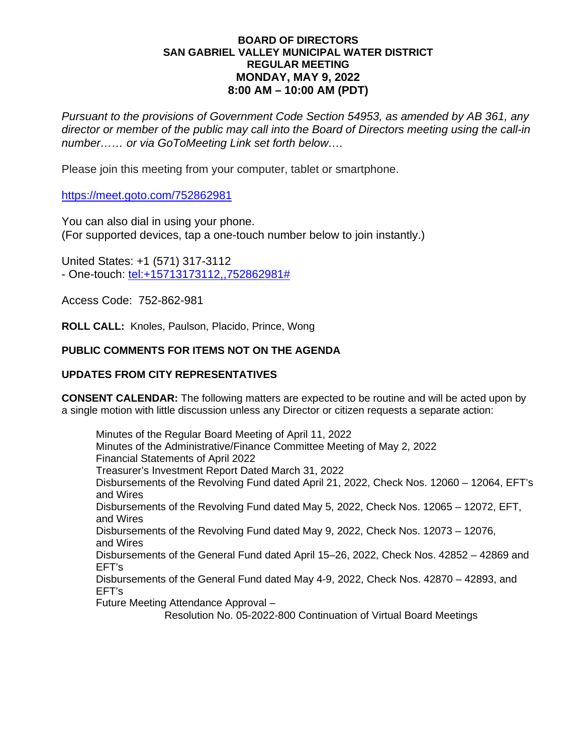**BOARD OF DIRECTORS**
**SAN GABRIEL VALLEY MUNICIPAL WATER DISTRICT**
**REGULAR MEETING**
**MONDAY, MAY 9, 2022**
**8:00 AM – 10:00 AM (PDT)**

*Pursuant to the provisions of Government Code Section 54953, as amended by AB 361, any director or member of the public may call into the Board of Directors meeting using the call-in number…… or via GoToMeeting Link set forth below….*

Please join this meeting from your computer, tablet or smartphone.

https://meet.goto.com/752862981

You can also dial in using your phone.
(For supported devices, tap a one-touch number below to join instantly.)

United States: +1 (571) 317-3112
- One-touch: tel:+15713173112,,752862981#

Access Code: 752-862-981

**ROLL CALL:** Knoles, Paulson, Placido, Prince, Wong

**PUBLIC COMMENTS FOR ITEMS NOT ON THE AGENDA**

**UPDATES FROM CITY REPRESENTATIVES**

**CONSENT CALENDAR:** The following matters are expected to be routine and will be acted upon by a single motion with little discussion unless any Director or citizen requests a separate action:

Minutes of the Regular Board Meeting of April 11, 2022
Minutes of the Administrative/Finance Committee Meeting of May 2, 2022
Financial Statements of April 2022
Treasurer's Investment Report Dated March 31, 2022
Disbursements of the Revolving Fund dated April 21, 2022, Check Nos. 12060 – 12064, EFT's and Wires
Disbursements of the Revolving Fund dated May 5, 2022, Check Nos. 12065 – 12072, EFT, and Wires
Disbursements of the Revolving Fund dated May 9, 2022, Check Nos. 12073 – 12076, and Wires
Disbursements of the General Fund dated April 15–26, 2022, Check Nos. 42852 – 42869 and EFT's
Disbursements of the General Fund dated May 4-9, 2022, Check Nos. 42870 – 42893, and EFT's
Future Meeting Attendance Approval –
Resolution No. 05-2022-800 Continuation of Virtual Board Meetings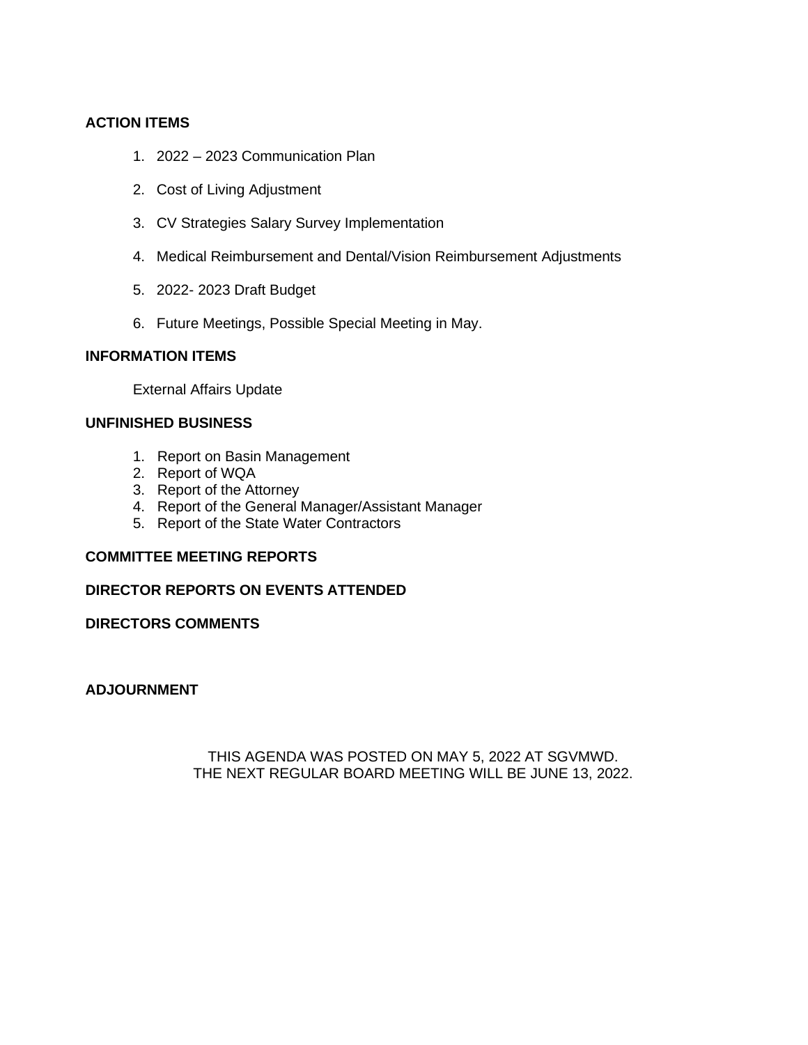**ACTION ITEMS**

1. 2022 – 2023 Communication Plan

2. Cost of Living Adjustment

3. CV Strategies Salary Survey Implementation

4. Medical Reimbursement and Dental/Vision Reimbursement Adjustments

5. 2022- 2023 Draft Budget

6. Future Meetings, Possible Special Meeting in May.

**INFORMATION ITEMS**

External Affairs Update

**UNFINISHED BUSINESS**

1. Report on Basin Management
2. Report of WQA
3. Report of the Attorney
4. Report of the General Manager/Assistant Manager
5. Report of the State Water Contractors

**COMMITTEE MEETING REPORTS**

**DIRECTOR REPORTS ON EVENTS ATTENDED**

**DIRECTORS COMMENTS**

**ADJOURNMENT**

THIS AGENDA WAS POSTED ON MAY 5, 2022 AT SGVMWD.
THE NEXT REGULAR BOARD MEETING WILL BE JUNE 13, 2022.